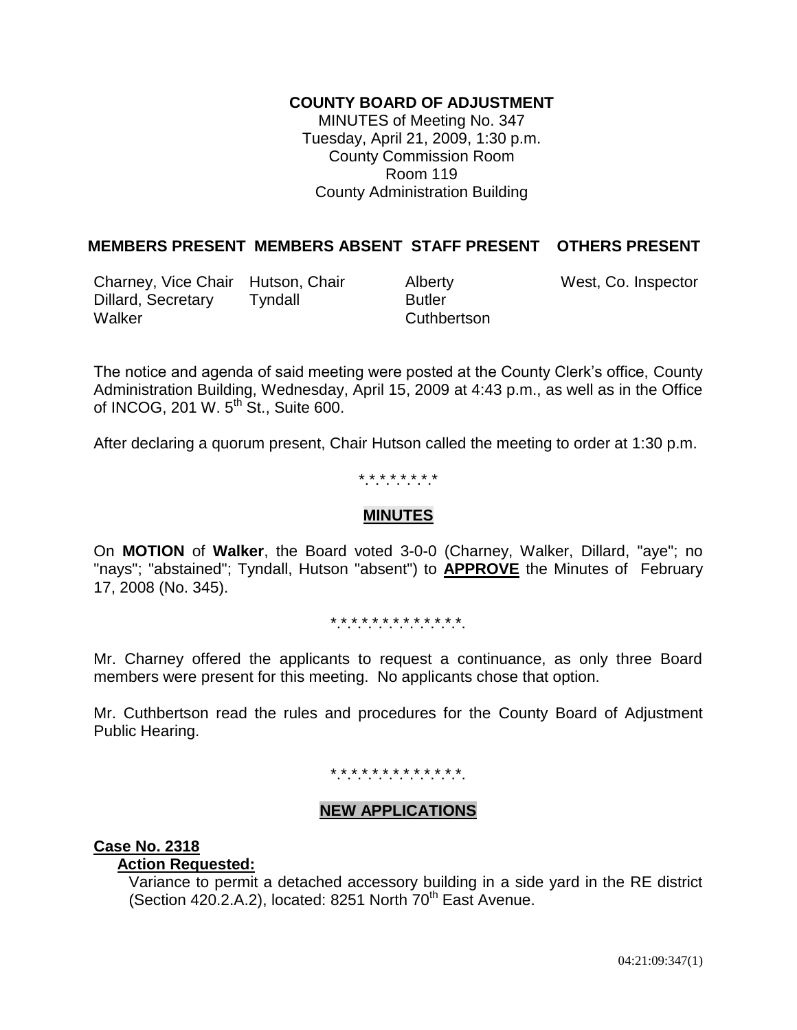# COUNTY BOARD OF ADJUSTMENT

MINUTES of Meeting No. 347
Tuesday, April 21, 2009, 1:30 p.m.
County Commission Room
Room 119
County Administration Building

| MEMBERS PRESENT | MEMBERS ABSENT | STAFF PRESENT | OTHERS PRESENT |
|---|---|---|---|
| Charney, Vice Chair | Hutson, Chair | Alberty | West, Co. Inspector |
| Dillard, Secretary | Tyndall | Butler | |
| Walker | | Cuthbertson | |

The notice and agenda of said meeting were posted at the County Clerk's office, County Administration Building, Wednesday, April 15, 2009 at 4:43 p.m., as well as in the Office of INCOG, 201 W. 5th St., Suite 600.

After declaring a quorum present, Chair Hutson called the meeting to order at 1:30 p.m.

*.*.*.*.*.*.*.*

## MINUTES

On **MOTION** of **Walker**, the Board voted 3-0-0 (Charney, Walker, Dillard, "aye"; no "nays"; "abstained"; Tyndall, Hutson "absent") to **APPROVE** the Minutes of February 17, 2008 (No. 345).

*.*.*.*.*.*.*.*.*.*.*.*.*.*.

Mr. Charney offered the applicants to request a continuance, as only three Board members were present for this meeting. No applicants chose that option.

Mr. Cuthbertson read the rules and procedures for the County Board of Adjustment Public Hearing.

*.*.*.*.*.*.*.*.*.*.*.*.*.*.

## NEW APPLICATIONS

**Case No. 2318**

**Action Requested:**

Variance to permit a detached accessory building in a side yard in the RE district (Section 420.2.A.2), located: 8251 North 70th East Avenue.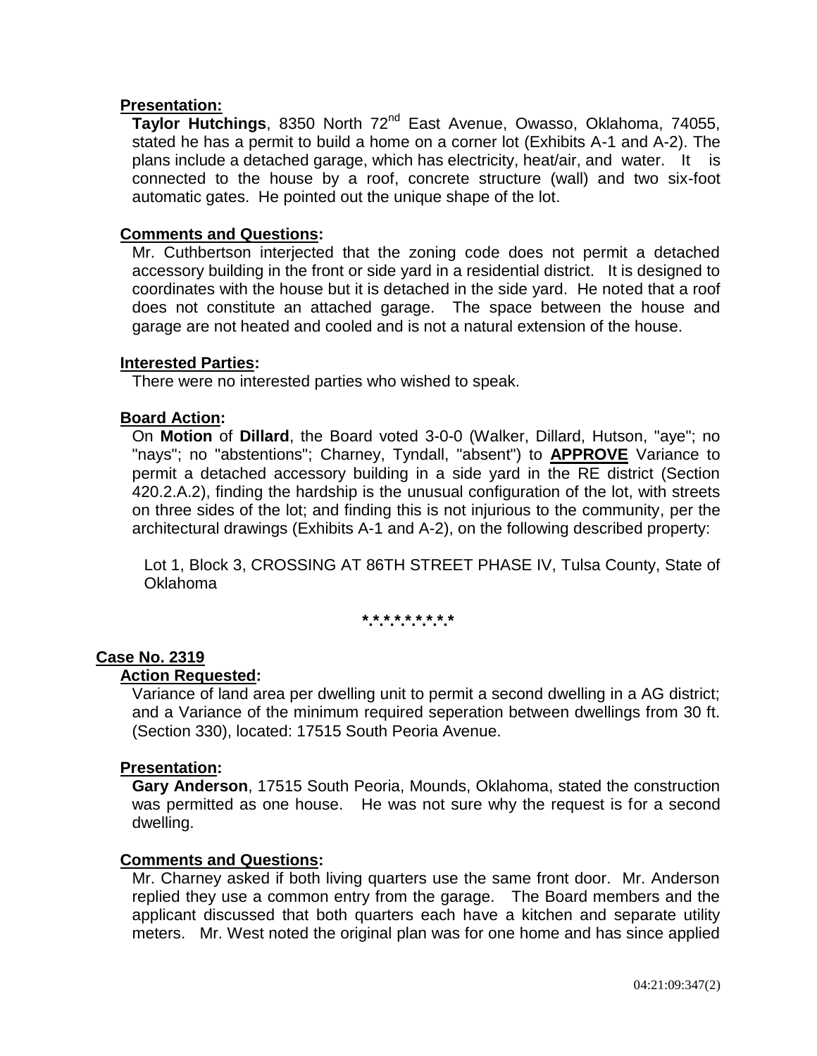**Presentation:**

**Taylor Hutchings**, 8350 North 72nd East Avenue, Owasso, Oklahoma, 74055, stated he has a permit to build a home on a corner lot (Exhibits A-1 and A-2). The plans include a detached garage, which has electricity, heat/air, and water. It is connected to the house by a roof, concrete structure (wall) and two six-foot automatic gates. He pointed out the unique shape of the lot.

**Comments and Questions:**

Mr. Cuthbertson interjected that the zoning code does not permit a detached accessory building in the front or side yard in a residential district. It is designed to coordinates with the house but it is detached in the side yard. He noted that a roof does not constitute an attached garage. The space between the house and garage are not heated and cooled and is not a natural extension of the house.

**Interested Parties:**

There were no interested parties who wished to speak.

**Board Action:**

On **Motion** of **Dillard**, the Board voted 3-0-0 (Walker, Dillard, Hutson, "aye"; no "nays"; no "abstentions"; Charney, Tyndall, "absent") to **APPROVE** Variance to permit a detached accessory building in a side yard in the RE district (Section 420.2.A.2), finding the hardship is the unusual configuration of the lot, with streets on three sides of the lot; and finding this is not injurious to the community, per the architectural drawings (Exhibits A-1 and A-2), on the following described property:

Lot 1, Block 3, CROSSING AT 86TH STREET PHASE IV, Tulsa County, State of Oklahoma

*.*.*.*.*.*.*.*

**Case No. 2319**

**Action Requested:**

Variance of land area per dwelling unit to permit a second dwelling in a AG district; and a Variance of the minimum required seperation between dwellings from 30 ft. (Section 330), located: 17515 South Peoria Avenue.

**Presentation:**

**Gary Anderson**, 17515 South Peoria, Mounds, Oklahoma, stated the construction was permitted as one house. He was not sure why the request is for a second dwelling.

**Comments and Questions:**

Mr. Charney asked if both living quarters use the same front door. Mr. Anderson replied they use a common entry from the garage. The Board members and the applicant discussed that both quarters each have a kitchen and separate utility meters. Mr. West noted the original plan was for one home and has since applied

04:21:09:347(2)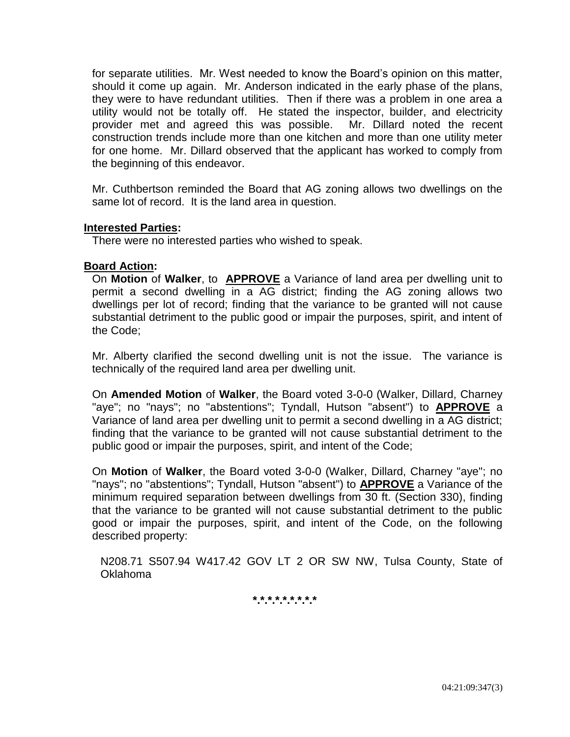for separate utilities. Mr. West needed to know the Board's opinion on this matter, should it come up again. Mr. Anderson indicated in the early phase of the plans, they were to have redundant utilities. Then if there was a problem in one area a utility would not be totally off. He stated the inspector, builder, and electricity provider met and agreed this was possible. Mr. Dillard noted the recent construction trends include more than one kitchen and more than one utility meter for one home. Mr. Dillard observed that the applicant has worked to comply from the beginning of this endeavor.

Mr. Cuthbertson reminded the Board that AG zoning allows two dwellings on the same lot of record. It is the land area in question.

**Interested Parties:**

There were no interested parties who wished to speak.

**Board Action:**

On **Motion** of **Walker**, to **APPROVE** a Variance of land area per dwelling unit to permit a second dwelling in a AG district; finding the AG zoning allows two dwellings per lot of record; finding that the variance to be granted will not cause substantial detriment to the public good or impair the purposes, spirit, and intent of the Code;

Mr. Alberty clarified the second dwelling unit is not the issue. The variance is technically of the required land area per dwelling unit.

On **Amended Motion** of **Walker**, the Board voted 3-0-0 (Walker, Dillard, Charney "aye"; no "nays"; no "abstentions"; Tyndall, Hutson "absent") to **APPROVE** a Variance of land area per dwelling unit to permit a second dwelling in a AG district; finding that the variance to be granted will not cause substantial detriment to the public good or impair the purposes, spirit, and intent of the Code;

On **Motion** of **Walker**, the Board voted 3-0-0 (Walker, Dillard, Charney "aye"; no "nays"; no "abstentions"; Tyndall, Hutson "absent") to **APPROVE** a Variance of the minimum required separation between dwellings from 30 ft. (Section 330), finding that the variance to be granted will not cause substantial detriment to the public good or impair the purposes, spirit, and intent of the Code, on the following described property:

N208.71 S507.94 W417.42 GOV LT 2 OR SW NW, Tulsa County, State of Oklahoma

*.*.*.*.*.*.*.*.*.*

04:21:09:347(3)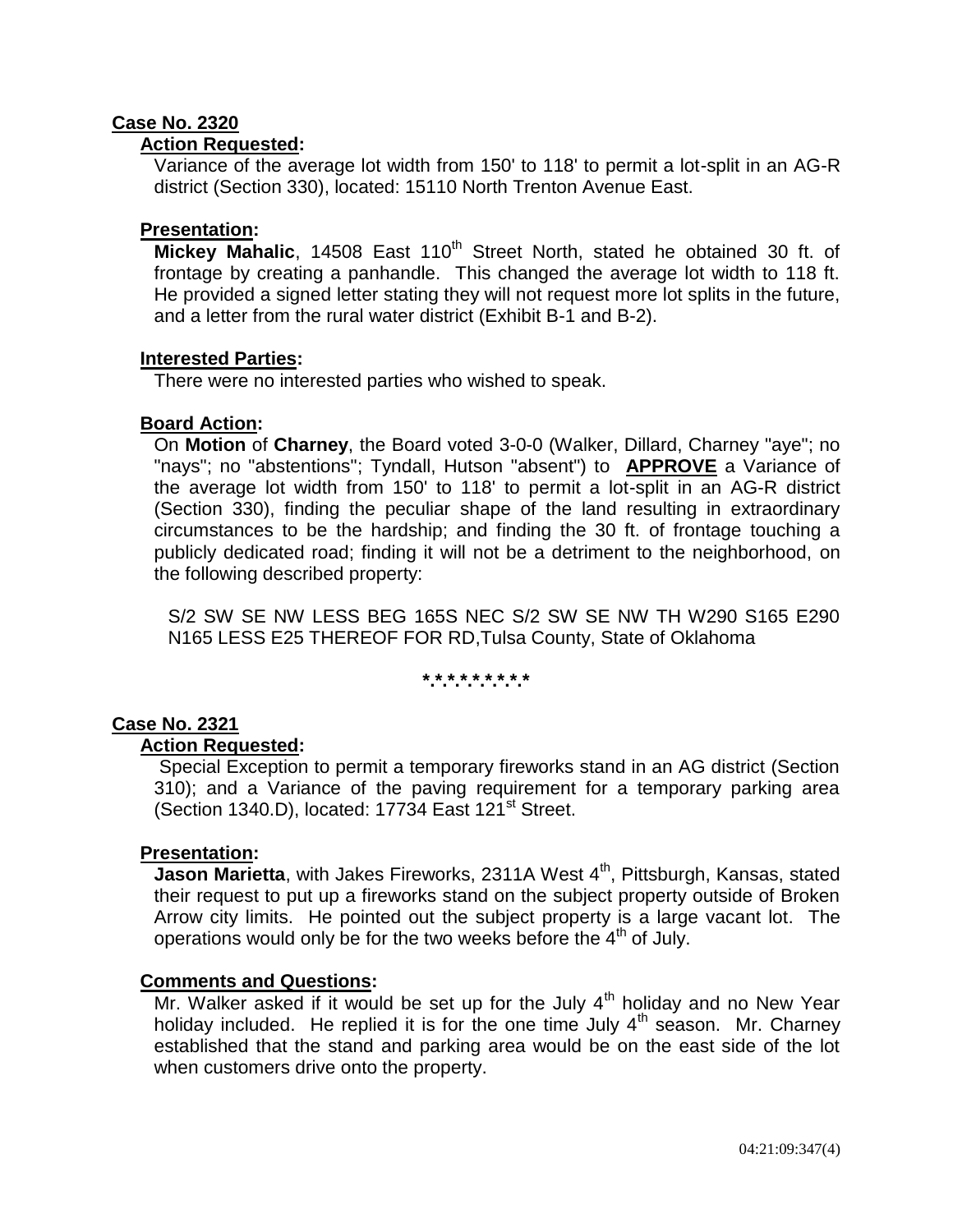## Case No. 2320

### Action Requested:

Variance of the average lot width from 150' to 118' to permit a lot-split in an AG-R district (Section 330), located: 15110 North Trenton Avenue East.

### Presentation:

**Mickey Mahalic**, 14508 East 110th Street North, stated he obtained 30 ft. of frontage by creating a panhandle. This changed the average lot width to 118 ft. He provided a signed letter stating they will not request more lot splits in the future, and a letter from the rural water district (Exhibit B-1 and B-2).

### Interested Parties:

There were no interested parties who wished to speak.

### Board Action:

On **Motion** of **Charney**, the Board voted 3-0-0 (Walker, Dillard, Charney "aye"; no "nays"; no "abstentions"; Tyndall, Hutson "absent") to **APPROVE** a Variance of the average lot width from 150' to 118' to permit a lot-split in an AG-R district (Section 330), finding the peculiar shape of the land resulting in extraordinary circumstances to be the hardship; and finding the 30 ft. of frontage touching a publicly dedicated road; finding it will not be a detriment to the neighborhood, on the following described property:

S/2 SW SE NW LESS BEG 165S NEC S/2 SW SE NW TH W290 S165 E290 N165 LESS E25 THEREOF FOR RD,Tulsa County, State of Oklahoma

\*.\*.\*.\*.\*.\*.\*.\*.\*.\*

## Case No. 2321

### Action Requested:

Special Exception to permit a temporary fireworks stand in an AG district (Section 310); and a Variance of the paving requirement for a temporary parking area (Section 1340.D), located: 17734 East 121st Street.

### Presentation:

**Jason Marietta**, with Jakes Fireworks, 2311A West 4th, Pittsburgh, Kansas, stated their request to put up a fireworks stand on the subject property outside of Broken Arrow city limits. He pointed out the subject property is a large vacant lot. The operations would only be for the two weeks before the 4th of July.

### Comments and Questions:

Mr. Walker asked if it would be set up for the July 4th holiday and no New Year holiday included. He replied it is for the one time July 4th season. Mr. Charney established that the stand and parking area would be on the east side of the lot when customers drive onto the property.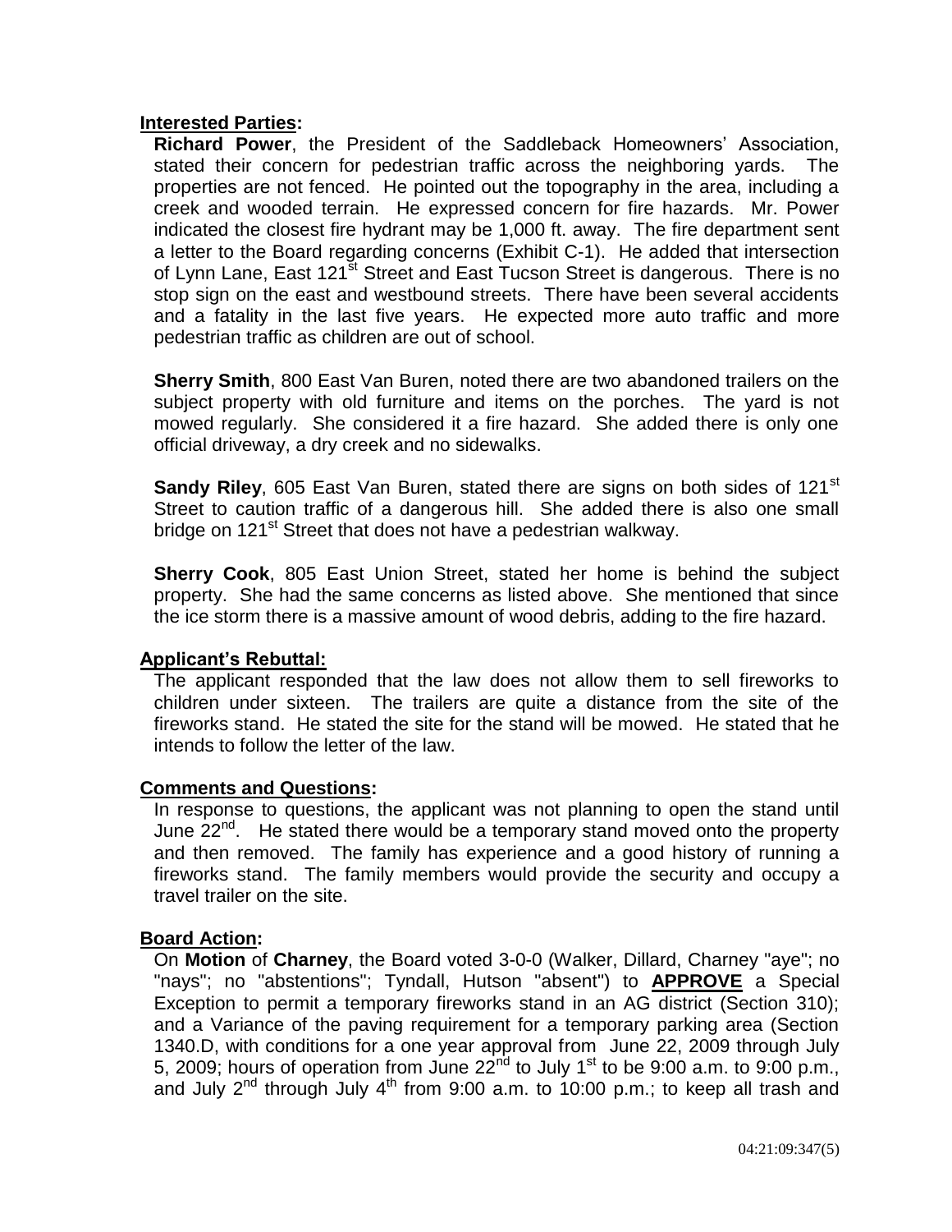**Interested Parties:**

**Richard Power**, the President of the Saddleback Homeowners' Association, stated their concern for pedestrian traffic across the neighboring yards. The properties are not fenced. He pointed out the topography in the area, including a creek and wooded terrain. He expressed concern for fire hazards. Mr. Power indicated the closest fire hydrant may be 1,000 ft. away. The fire department sent a letter to the Board regarding concerns (Exhibit C-1). He added that intersection of Lynn Lane, East 121st Street and East Tucson Street is dangerous. There is no stop sign on the east and westbound streets. There have been several accidents and a fatality in the last five years. He expected more auto traffic and more pedestrian traffic as children are out of school.

**Sherry Smith**, 800 East Van Buren, noted there are two abandoned trailers on the subject property with old furniture and items on the porches. The yard is not mowed regularly. She considered it a fire hazard. She added there is only one official driveway, a dry creek and no sidewalks.

**Sandy Riley**, 605 East Van Buren, stated there are signs on both sides of 121st Street to caution traffic of a dangerous hill. She added there is also one small bridge on 121st Street that does not have a pedestrian walkway.

**Sherry Cook**, 805 East Union Street, stated her home is behind the subject property. She had the same concerns as listed above. She mentioned that since the ice storm there is a massive amount of wood debris, adding to the fire hazard.

**Applicant's Rebuttal:**

The applicant responded that the law does not allow them to sell fireworks to children under sixteen. The trailers are quite a distance from the site of the fireworks stand. He stated the site for the stand will be mowed. He stated that he intends to follow the letter of the law.

**Comments and Questions:**

In response to questions, the applicant was not planning to open the stand until June 22nd. He stated there would be a temporary stand moved onto the property and then removed. The family has experience and a good history of running a fireworks stand. The family members would provide the security and occupy a travel trailer on the site.

**Board Action:**

On **Motion** of **Charney**, the Board voted 3-0-0 (Walker, Dillard, Charney "aye"; no "nays"; no "abstentions"; Tyndall, Hutson "absent") to **APPROVE** a Special Exception to permit a temporary fireworks stand in an AG district (Section 310); and a Variance of the paving requirement for a temporary parking area (Section 1340.D, with conditions for a one year approval from June 22, 2009 through July 5, 2009; hours of operation from June 22nd to July 1st to be 9:00 a.m. to 9:00 p.m., and July 2nd through July 4th from 9:00 a.m. to 10:00 p.m.; to keep all trash and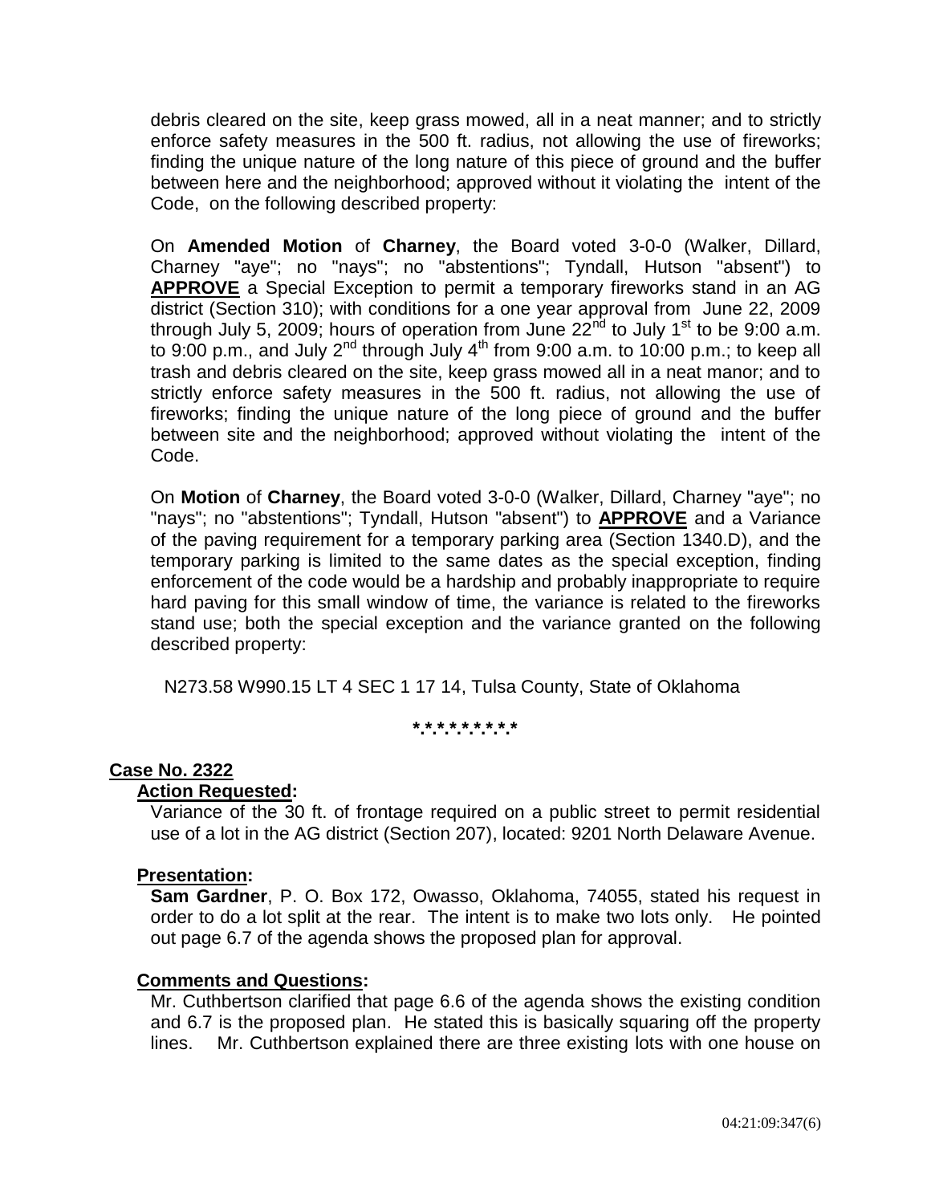debris cleared on the site, keep grass mowed, all in a neat manner; and to strictly enforce safety measures in the 500 ft. radius, not allowing the use of fireworks; finding the unique nature of the long nature of this piece of ground and the buffer between here and the neighborhood; approved without it violating the intent of the Code, on the following described property:

On **Amended Motion** of **Charney**, the Board voted 3-0-0 (Walker, Dillard, Charney "aye"; no "nays"; no "abstentions"; Tyndall, Hutson "absent") to **APPROVE** a Special Exception to permit a temporary fireworks stand in an AG district (Section 310); with conditions for a one year approval from June 22, 2009 through July 5, 2009; hours of operation from June 22nd to July 1st to be 9:00 a.m. to 9:00 p.m., and July 2nd through July 4th from 9:00 a.m. to 10:00 p.m.; to keep all trash and debris cleared on the site, keep grass mowed all in a neat manor; and to strictly enforce safety measures in the 500 ft. radius, not allowing the use of fireworks; finding the unique nature of the long piece of ground and the buffer between site and the neighborhood; approved without violating the intent of the Code.

On **Motion** of **Charney**, the Board voted 3-0-0 (Walker, Dillard, Charney "aye"; no "nays"; no "abstentions"; Tyndall, Hutson "absent") to **APPROVE** and a Variance of the paving requirement for a temporary parking area (Section 1340.D), and the temporary parking is limited to the same dates as the special exception, finding enforcement of the code would be a hardship and probably inappropriate to require hard paving for this small window of time, the variance is related to the fireworks stand use; both the special exception and the variance granted on the following described property:

N273.58 W990.15 LT 4 SEC 1 17 14, Tulsa County, State of Oklahoma

*.*.*.*.*.*.*.*.*.*

## Case No. 2322

### Action Requested:

Variance of the 30 ft. of frontage required on a public street to permit residential use of a lot in the AG district (Section 207), located: 9201 North Delaware Avenue.

### Presentation:

**Sam Gardner**, P. O. Box 172, Owasso, Oklahoma, 74055, stated his request in order to do a lot split at the rear. The intent is to make two lots only. He pointed out page 6.7 of the agenda shows the proposed plan for approval.

### Comments and Questions:

Mr. Cuthbertson clarified that page 6.6 of the agenda shows the existing condition and 6.7 is the proposed plan. He stated this is basically squaring off the property lines. Mr. Cuthbertson explained there are three existing lots with one house on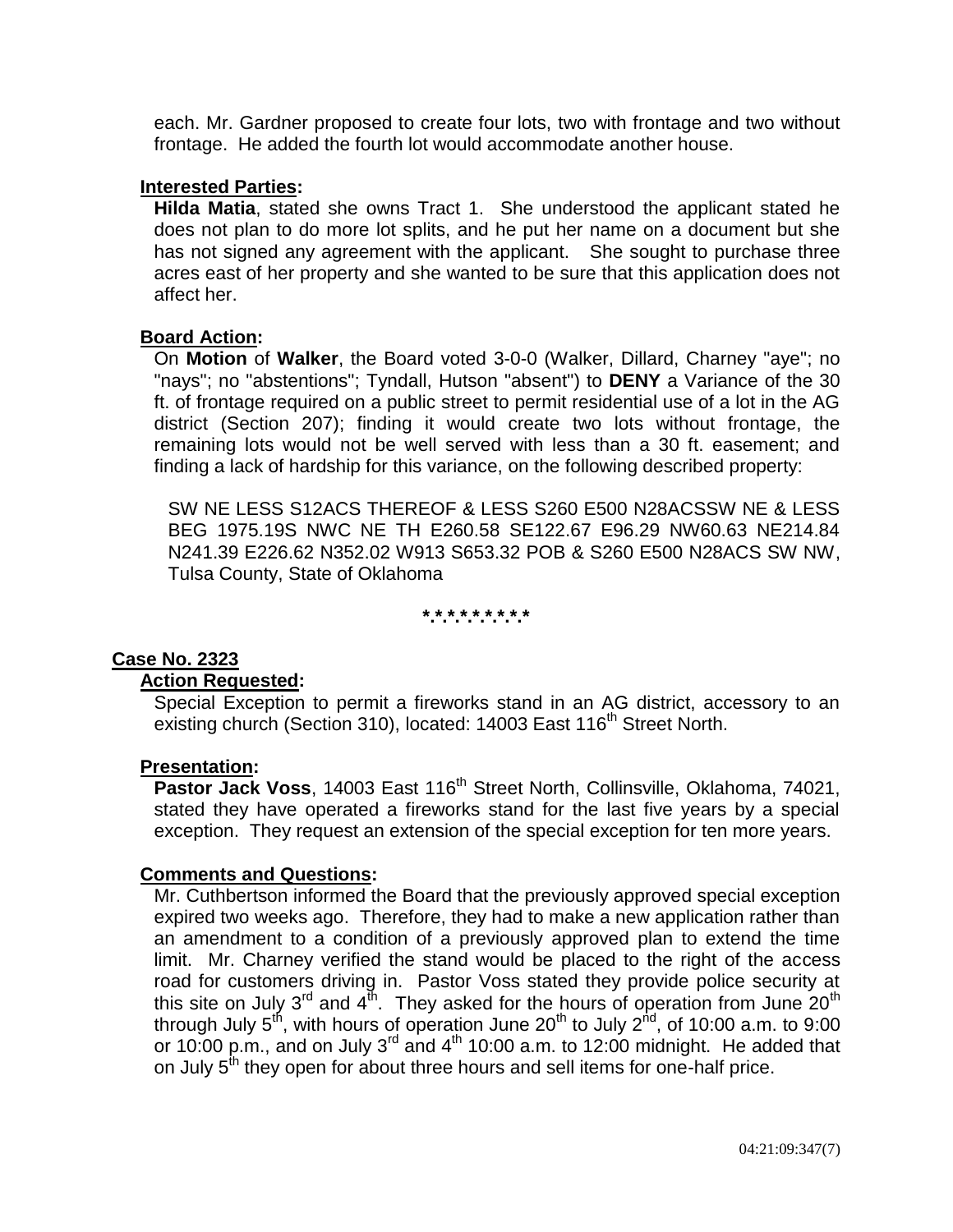each. Mr. Gardner proposed to create four lots, two with frontage and two without frontage. He added the fourth lot would accommodate another house.

**Interested Parties:**

**Hilda Matia**, stated she owns Tract 1. She understood the applicant stated he does not plan to do more lot splits, and he put her name on a document but she has not signed any agreement with the applicant. She sought to purchase three acres east of her property and she wanted to be sure that this application does not affect her.

**Board Action:**

On **Motion** of **Walker**, the Board voted 3-0-0 (Walker, Dillard, Charney "aye"; no "nays"; no "abstentions"; Tyndall, Hutson "absent") to **DENY** a Variance of the 30 ft. of frontage required on a public street to permit residential use of a lot in the AG district (Section 207); finding it would create two lots without frontage, the remaining lots would not be well served with less than a 30 ft. easement; and finding a lack of hardship for this variance, on the following described property:

SW NE LESS S12ACS THEREOF & LESS S260 E500 N28ACSSW NE & LESS BEG 1975.19S NWC NE TH E260.58 SE122.67 E96.29 NW60.63 NE214.84 N241.39 E226.62 N352.02 W913 S653.32 POB & S260 E500 N28ACS SW NW, Tulsa County, State of Oklahoma

\*.\*.\*.\*.\*.\*.\*.\*.\*.\*

**Case No. 2323**

**Action Requested:**

Special Exception to permit a fireworks stand in an AG district, accessory to an existing church (Section 310), located: 14003 East 116th Street North.

**Presentation:**

**Pastor Jack Voss**, 14003 East 116th Street North, Collinsville, Oklahoma, 74021, stated they have operated a fireworks stand for the last five years by a special exception. They request an extension of the special exception for ten more years.

**Comments and Questions:**

Mr. Cuthbertson informed the Board that the previously approved special exception expired two weeks ago. Therefore, they had to make a new application rather than an amendment to a condition of a previously approved plan to extend the time limit. Mr. Charney verified the stand would be placed to the right of the access road for customers driving in. Pastor Voss stated they provide police security at this site on July 3rd and 4th. They asked for the hours of operation from June 20th through July 5th, with hours of operation June 20th to July 2nd, of 10:00 a.m. to 9:00 or 10:00 p.m., and on July 3rd and 4th 10:00 a.m. to 12:00 midnight. He added that on July 5th they open for about three hours and sell items for one-half price.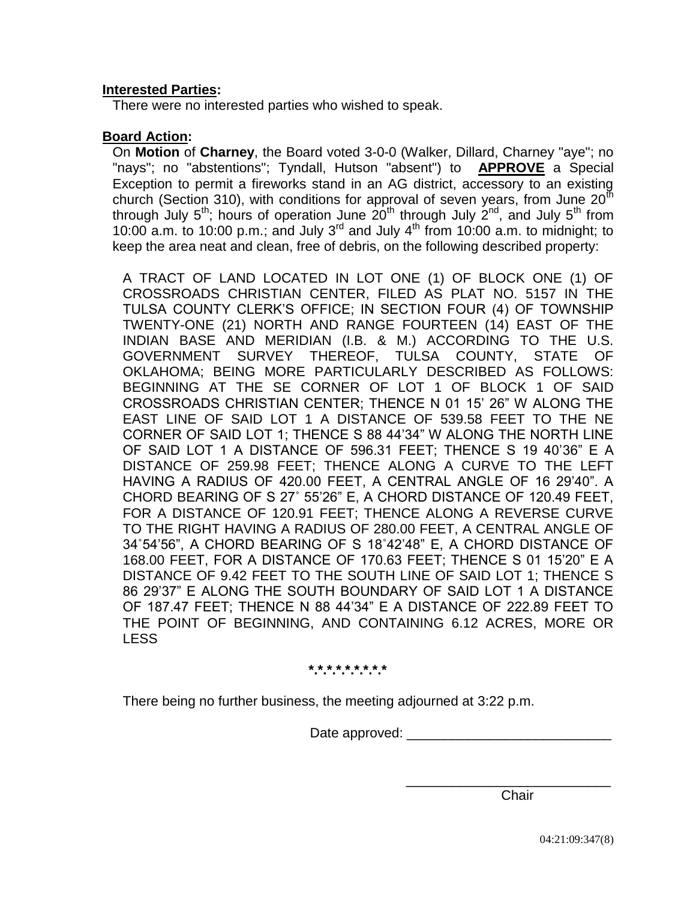**Interested Parties:**

There were no interested parties who wished to speak.

**Board Action:**

On **Motion** of **Charney**, the Board voted 3-0-0 (Walker, Dillard, Charney "aye"; no "nays"; no "abstentions"; Tyndall, Hutson "absent") to **APPROVE** a Special Exception to permit a fireworks stand in an AG district, accessory to an existing church (Section 310), with conditions for approval of seven years, from June 20th through July 5th; hours of operation June 20th through July 2nd, and July 5th from 10:00 a.m. to 10:00 p.m.; and July 3rd and July 4th from 10:00 a.m. to midnight; to keep the area neat and clean, free of debris, on the following described property:

A TRACT OF LAND LOCATED IN LOT ONE (1) OF BLOCK ONE (1) OF CROSSROADS CHRISTIAN CENTER, FILED AS PLAT NO. 5157 IN THE TULSA COUNTY CLERK'S OFFICE; IN SECTION FOUR (4) OF TOWNSHIP TWENTY-ONE (21) NORTH AND RANGE FOURTEEN (14) EAST OF THE INDIAN BASE AND MERIDIAN (I.B. & M.) ACCORDING TO THE U.S. GOVERNMENT SURVEY THEREOF, TULSA COUNTY, STATE OF OKLAHOMA; BEING MORE PARTICULARLY DESCRIBED AS FOLLOWS: BEGINNING AT THE SE CORNER OF LOT 1 OF BLOCK 1 OF SAID CROSSROADS CHRISTIAN CENTER; THENCE N 01 15' 26" W ALONG THE EAST LINE OF SAID LOT 1 A DISTANCE OF 539.58 FEET TO THE NE CORNER OF SAID LOT 1; THENCE S 88 44'34" W ALONG THE NORTH LINE OF SAID LOT 1 A DISTANCE OF 596.31 FEET; THENCE S 19 40'36" E A DISTANCE OF 259.98 FEET; THENCE ALONG A CURVE TO THE LEFT HAVING A RADIUS OF 420.00 FEET, A CENTRAL ANGLE OF 16 29'40". A CHORD BEARING OF S 27˚ 55'26" E, A CHORD DISTANCE OF 120.49 FEET, FOR A DISTANCE OF 120.91 FEET; THENCE ALONG A REVERSE CURVE TO THE RIGHT HAVING A RADIUS OF 280.00 FEET, A CENTRAL ANGLE OF 34˚54'56", A CHORD BEARING OF S 18˚42'48" E, A CHORD DISTANCE OF 168.00 FEET, FOR A DISTANCE OF 170.63 FEET; THENCE S 01 15'20" E A DISTANCE OF 9.42 FEET TO THE SOUTH LINE OF SAID LOT 1; THENCE S 86 29'37" E ALONG THE SOUTH BOUNDARY OF SAID LOT 1 A DISTANCE OF 187.47 FEET; THENCE N 88 44'34" E A DISTANCE OF 222.89 FEET TO THE POINT OF BEGINNING, AND CONTAINING 6.12 ACRES, MORE OR LESS

\*.\*.\*.\*.\*.\*.\*.\*.\*.\*

There being no further business, the meeting adjourned at 3:22 p.m.

Date approved: ___________________________

___________________________
Chair

04:21:09:347(8)